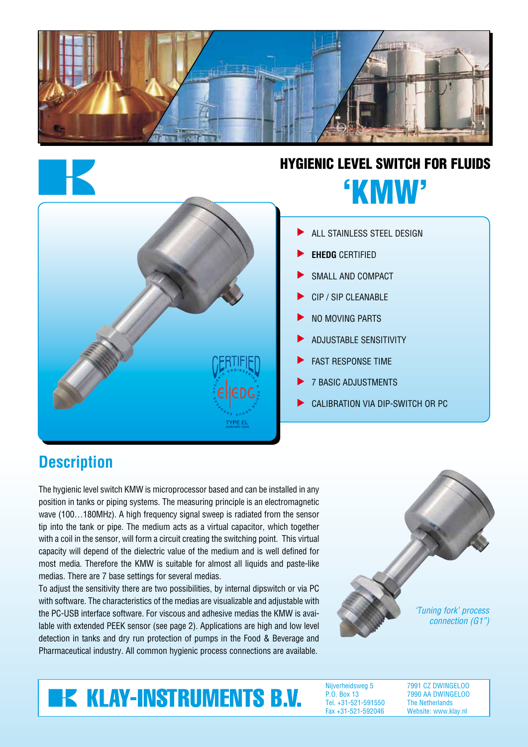# HYGIENIC LEVEL SWITCH FOR FLUIDS

# 'KMW'

- ALL STAINLESS STEEL DESIGN
- **EHEDG** CERTIFIED
- SMALL AND COMPACT
- CIP / SIP CLEANABLE
- NO MOVING PARTS
- ADJUSTABLE SENSITIVITY
- FAST RESPONSE TIME
- 7 BASIC ADJUSTMENTS
- CALIBRATION VIA DIP-SWITCH OR PC

## Description

The hygienic level switch KMW is microprocessor based and can be installed in any position in tanks or piping systems. The measuring principle is an electromagnetic wave (100…180MHz). A high frequency signal sweep is radiated from the sensor tip into the tank or pipe. The medium acts as a virtual capacitor, which together with a coil in the sensor, will form a circuit creating the switching point. This virtual capacity will depend of the dielectric value of the medium and is well defined for most media. Therefore the KMW is suitable for almost all liquids and paste-like medias. There are 7 base settings for several medias.

To adjust the sensitivity there are two possibilities, by internal dipswitch or via PC with software. The characteristics of the medias are visualizable and adjustable with the PC-USB interface software. For viscous and adhesive medias the KMW is available with extended PEEK sensor (see page 2). Applications are high and low level detection in tanks and dry run protection of pumps in the Food & Beverage and Pharmaceutical industry. All common hygienic process connections are available.

*'Tuning fork' process connection (G1")*

**KLAY-INSTRUMENTS B.V.**

Nijverheidsweg 5
P.O. Box 13
Tel. +31-521-591550
Fax +31-521-592046

7991 CZ DWINGELOO
7990 AA DWINGELOO
The Netherlands
Website: www.klay.nl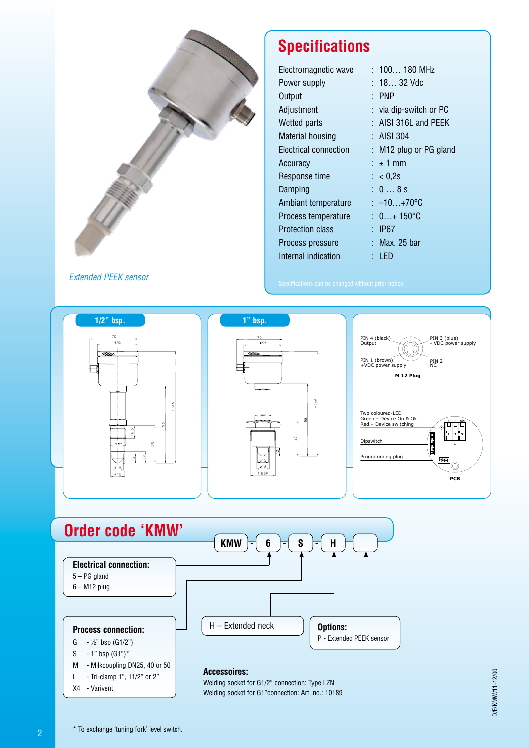*Extended PEEK sensor*

## Specifications

| | |
|---|---|
| Electromagnetic wave | : 100… 180 MHz |
| Power supply | : 18… 32 Vdc |
| Output | : PNP |
| Adjustment | : via dip-switch or PC |
| Wetted parts | : AISI 316L and PEEK |
| Material housing | : AISI 304 |
| Electrical connection | : M12 plug or PG gland |
| Accuracy | : ± 1 mm |
| Response time | : < 0,2s |
| Damping | : 0 … 8 s |
| Ambiant temperature | : –10…+70°C |
| Process temperature | : 0…+ 150°C |
| Protection class | : IP67 |
| Process pressure | : Max. 25 bar |
| Internal indication | : LED |

Specifications can be changed without prior notice.

**1/2” bsp.**

**1” bsp.**

PIN 4 (black)
Output

PIN 3 (blue)
- VDC power supply

PIN 1 (brown)
+VDC power supply

PIN 2
NC

M 12 Plug

Two coloured-LED
Green – Device On & Ok
Red – Device switching

Dipswitch

Programming plug

PCB

## Order code ‘KMW’

KMW - 6 - S - H - [ ]

**Electrical connection:**
5 – PG gland
6 – M12 plug

**Process connection:**
G - ½” bsp (G1/2”)
S - 1” bsp (G1”)*
M - Milkcoupling DN25, 40 or 50
L - Tri-clamp 1”, 11/2” or 2”
X4 - Varivent

H – Extended neck

**Options:**
P - Extended PEEK sensor

**Accessoires:**
Welding socket for G1/2” connection: Type LZN
Welding socket for G1”connection: Art. no.: 10189

\* To exchange ‘tuning fork’ level switch.

D/E/KMW/11-12/00